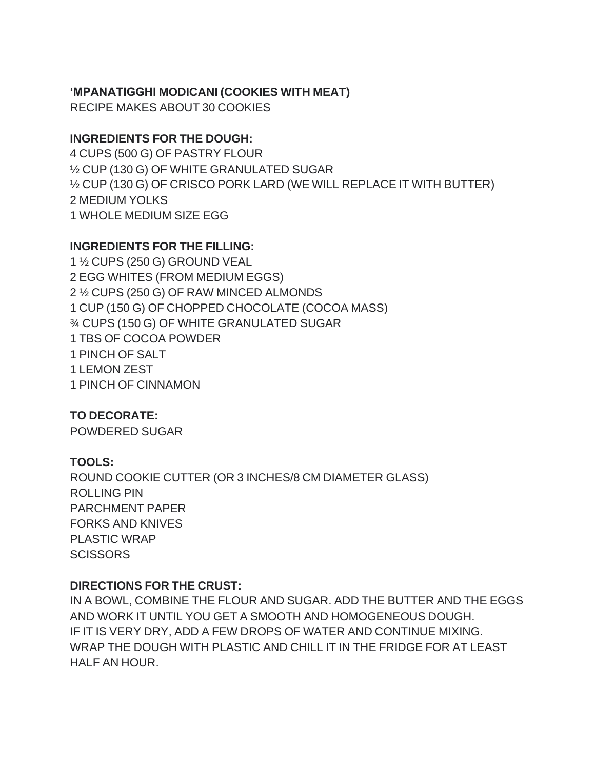**'MPANATIGGHI MODICANI (COOKIES WITH MEAT)**
RECIPE MAKES ABOUT 30 COOKIES

**INGREDIENTS FOR THE DOUGH:**
4 CUPS (500 G) OF PASTRY FLOUR
½ CUP (130 G) OF WHITE GRANULATED SUGAR
½ CUP (130 G) OF CRISCO PORK LARD (WE WILL REPLACE IT WITH BUTTER)
2 MEDIUM YOLKS
1 WHOLE MEDIUM SIZE EGG

**INGREDIENTS FOR THE FILLING:**
1 ½ CUPS (250 G) GROUND VEAL
2 EGG WHITES (FROM MEDIUM EGGS)
2 ½ CUPS (250 G) OF RAW MINCED ALMONDS
1 CUP (150 G) OF CHOPPED CHOCOLATE (COCOA MASS)
¾ CUPS (150 G) OF WHITE GRANULATED SUGAR
1 TBS OF COCOA POWDER
1 PINCH OF SALT
1 LEMON ZEST
1 PINCH OF CINNAMON

**TO DECORATE:**
POWDERED SUGAR

**TOOLS:**
ROUND COOKIE CUTTER (OR 3 INCHES/8 CM DIAMETER GLASS)
ROLLING PIN
PARCHMENT PAPER
FORKS AND KNIVES
PLASTIC WRAP
SCISSORS

**DIRECTIONS FOR THE CRUST:**
IN A BOWL, COMBINE THE FLOUR AND SUGAR. ADD THE BUTTER AND THE EGGS AND WORK IT UNTIL YOU GET A SMOOTH AND HOMOGENEOUS DOUGH.
IF IT IS VERY DRY, ADD A FEW DROPS OF WATER AND CONTINUE MIXING.
WRAP THE DOUGH WITH PLASTIC AND CHILL IT IN THE FRIDGE FOR AT LEAST HALF AN HOUR.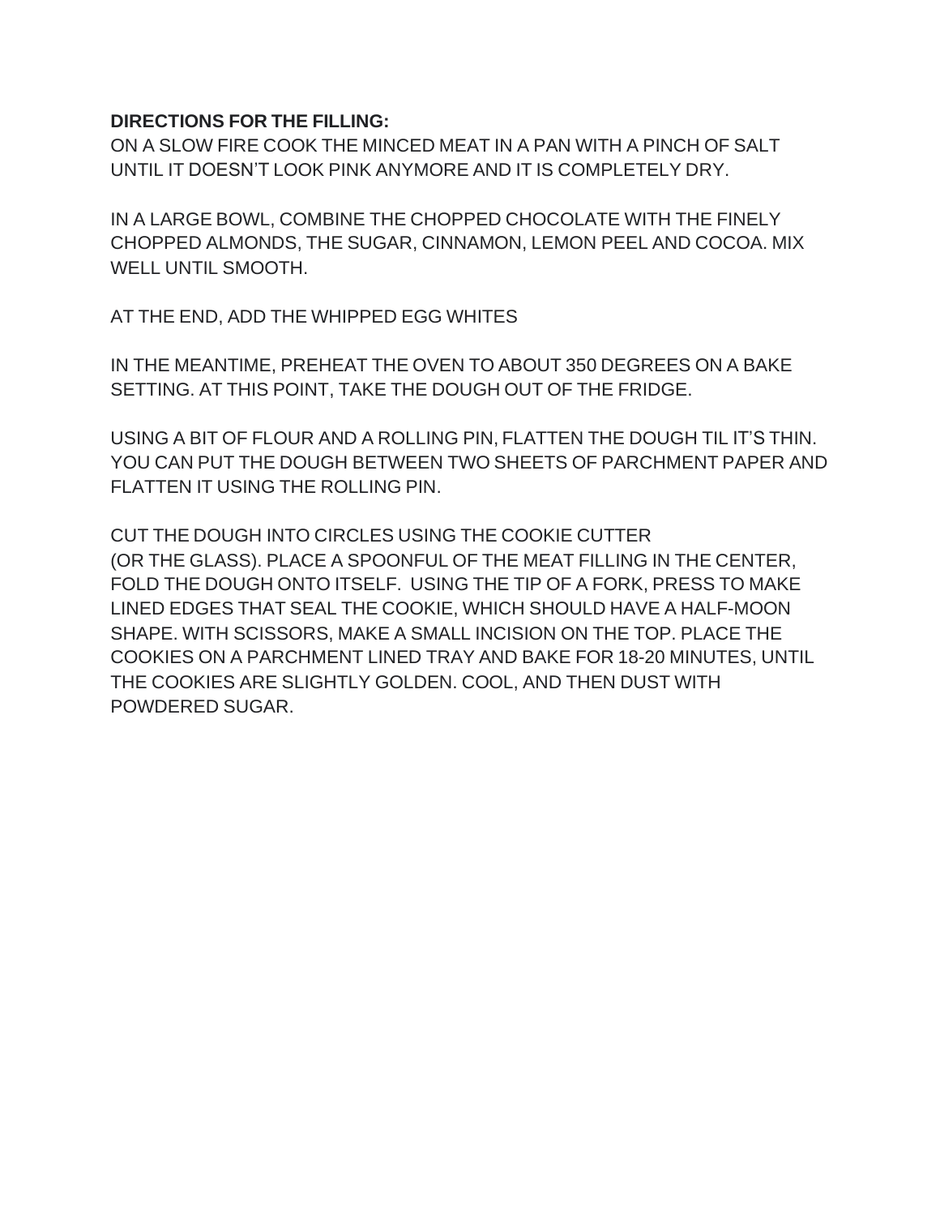**DIRECTIONS FOR THE FILLING:**

ON A SLOW FIRE COOK THE MINCED MEAT IN A PAN WITH A PINCH OF SALT UNTIL IT DOESN'T LOOK PINK ANYMORE AND IT IS COMPLETELY DRY.

IN A LARGE BOWL, COMBINE THE CHOPPED CHOCOLATE WITH THE FINELY CHOPPED ALMONDS, THE SUGAR, CINNAMON, LEMON PEEL AND COCOA. MIX WELL UNTIL SMOOTH.

AT THE END, ADD THE WHIPPED EGG WHITES

IN THE MEANTIME, PREHEAT THE OVEN TO ABOUT 350 DEGREES ON A BAKE SETTING. AT THIS POINT, TAKE THE DOUGH OUT OF THE FRIDGE.

USING A BIT OF FLOUR AND A ROLLING PIN, FLATTEN THE DOUGH TIL IT'S THIN. YOU CAN PUT THE DOUGH BETWEEN TWO SHEETS OF PARCHMENT PAPER AND FLATTEN IT USING THE ROLLING PIN.

CUT THE DOUGH INTO CIRCLES USING THE COOKIE CUTTER (OR THE GLASS). PLACE A SPOONFUL OF THE MEAT FILLING IN THE CENTER, FOLD THE DOUGH ONTO ITSELF. USING THE TIP OF A FORK, PRESS TO MAKE LINED EDGES THAT SEAL THE COOKIE, WHICH SHOULD HAVE A HALF-MOON SHAPE. WITH SCISSORS, MAKE A SMALL INCISION ON THE TOP. PLACE THE COOKIES ON A PARCHMENT LINED TRAY AND BAKE FOR 18-20 MINUTES, UNTIL THE COOKIES ARE SLIGHTLY GOLDEN. COOL, AND THEN DUST WITH POWDERED SUGAR.